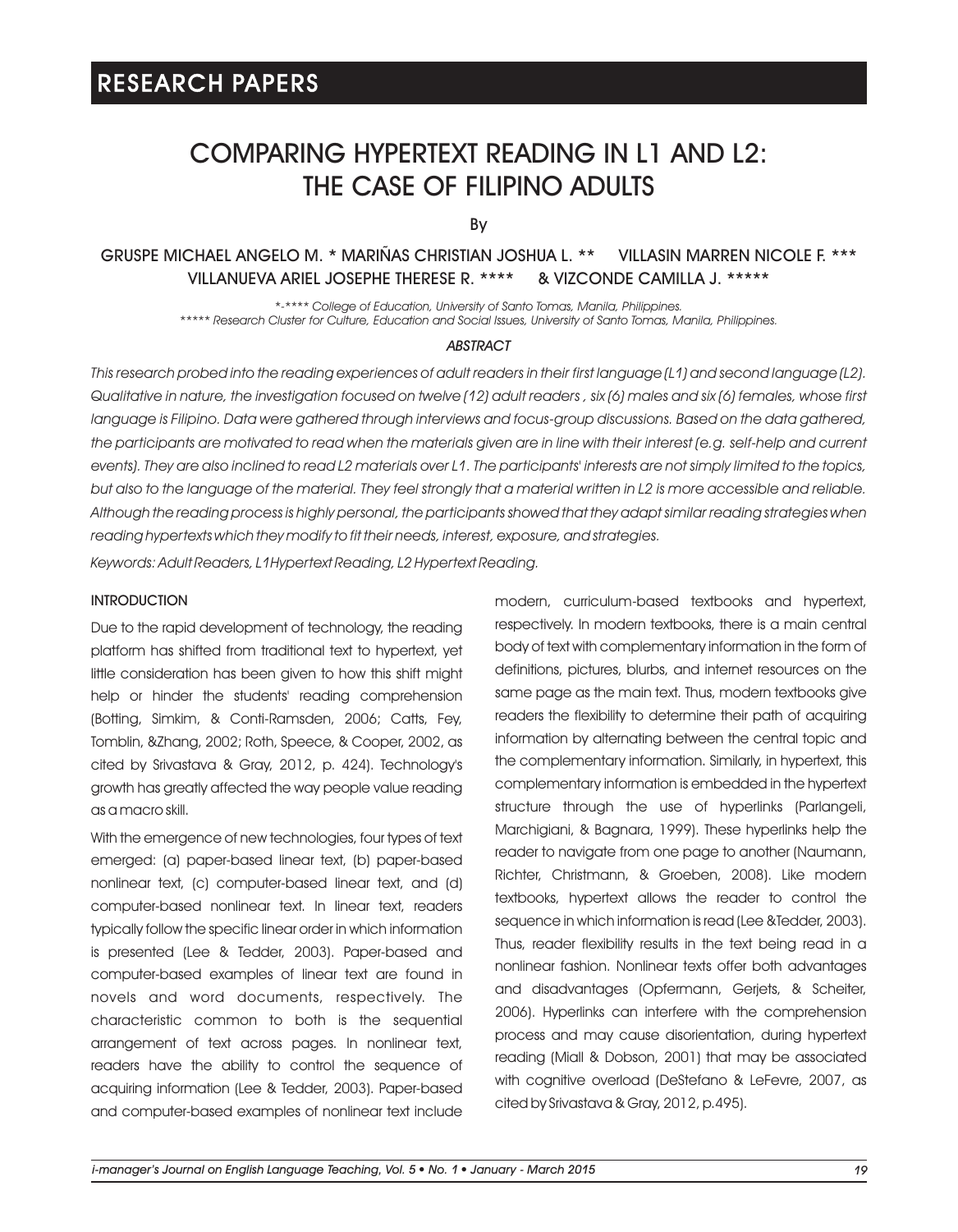RESEARCH PAPERS

# COMPARING HYPERTEXT READING IN L1 AND L2: THE CASE OF FILIPINO ADULTS

By

GRUSPE MICHAEL ANGELO M. * MARIÑAS CHRISTIAN JOSHUA L. ** VILLASIN MARREN NICOLE F. *** VILLANUEVA ARIEL JOSEPHE THERESE R. **** & VIZCONDE CAMILLA J. *****

*-**** *College of Education, University of Santo Tomas, Manila, Philippines.*
***** *Research Cluster for Culture, Education and Social Issues, University of Santo Tomas, Manila, Philippines.*

### *ABSTRACT*

*This research probed into the reading experiences of adult readers in their first language (L1) and second language (L2). Qualitative in nature, the investigation focused on twelve (12) adult readers , six (6) males and six (6) females, whose first language is Filipino. Data were gathered through interviews and focus-group discussions. Based on the data gathered, the participants are motivated to read when the materials given are in line with their interest (e.g. self-help and current events). They are also inclined to read L2 materials over L1. The participants' interests are not simply limited to the topics, but also to the language of the material. They feel strongly that a material written in L2 is more accessible and reliable. Although the reading process is highly personal, the participants showed that they adapt similar reading strategies when reading hypertexts which they modify to fit their needs, interest, exposure, and strategies.*

*Keywords: Adult Readers, L1Hypertext Reading, L2 Hypertext Reading.*

## INTRODUCTION

Due to the rapid development of technology, the reading platform has shifted from traditional text to hypertext, yet little consideration has been given to how this shift might help or hinder the students' reading comprehension (Botting, Simkim, & Conti-Ramsden, 2006; Catts, Fey, Tomblin, &Zhang, 2002; Roth, Speece, & Cooper, 2002, as cited by Srivastava & Gray, 2012, p. 424). Technology's growth has greatly affected the way people value reading as a macro skill.

With the emergence of new technologies, four types of text emerged: (a) paper-based linear text, (b) paper-based nonlinear text, (c) computer-based linear text, and (d) computer-based nonlinear text. In linear text, readers typically follow the specific linear order in which information is presented (Lee & Tedder, 2003). Paper-based and computer-based examples of linear text are found in novels and word documents, respectively. The characteristic common to both is the sequential arrangement of text across pages. In nonlinear text, readers have the ability to control the sequence of acquiring information (Lee & Tedder, 2003). Paper-based and computer-based examples of nonlinear text include modern, curriculum-based textbooks and hypertext, respectively. In modern textbooks, there is a main central body of text with complementary information in the form of definitions, pictures, blurbs, and internet resources on the same page as the main text. Thus, modern textbooks give readers the flexibility to determine their path of acquiring information by alternating between the central topic and the complementary information. Similarly, in hypertext, this complementary information is embedded in the hypertext structure through the use of hyperlinks (Parlangeli, Marchigiani, & Bagnara, 1999). These hyperlinks help the reader to navigate from one page to another (Naumann, Richter, Christmann, & Groeben, 2008). Like modern textbooks, hypertext allows the reader to control the sequence in which information is read (Lee &Tedder, 2003). Thus, reader flexibility results in the text being read in a nonlinear fashion. Nonlinear texts offer both advantages and disadvantages (Opfermann, Gerjets, & Scheiter, 2006). Hyperlinks can interfere with the comprehension process and may cause disorientation, during hypertext reading (Miall & Dobson, 2001) that may be associated with cognitive overload (DeStefano & LeFevre, 2007, as cited by Srivastava & Gray, 2012, p.495).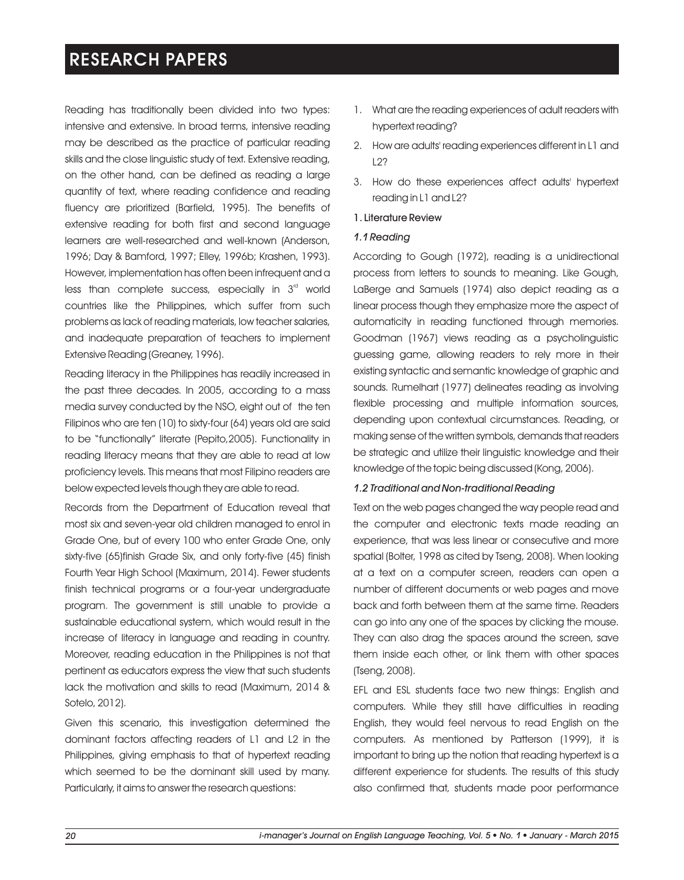Reading has traditionally been divided into two types: intensive and extensive. In broad terms, intensive reading may be described as the practice of particular reading skills and the close linguistic study of text. Extensive reading, on the other hand, can be defined as reading a large quantity of text, where reading confidence and reading fluency are prioritized (Barfield, 1995). The benefits of extensive reading for both first and second language learners are well-researched and well-known (Anderson, 1996; Day & Bamford, 1997; Elley, 1996b; Krashen, 1993). However, implementation has often been infrequent and a less than complete success, especially in 3rd world countries like the Philippines, which suffer from such problems as lack of reading materials, low teacher salaries, and inadequate preparation of teachers to implement Extensive Reading (Greaney, 1996).

Reading literacy in the Philippines has readily increased in the past three decades. In 2005, according to a mass media survey conducted by the NSO, eight out of the ten Filipinos who are ten (10) to sixty-four (64) years old are said to be "functionally" literate (Pepito,2005). Functionality in reading literacy means that they are able to read at low proficiency levels. This means that most Filipino readers are below expected levels though they are able to read.

Records from the Department of Education reveal that most six and seven-year old children managed to enrol in Grade One, but of every 100 who enter Grade One, only sixty-five (65)finish Grade Six, and only forty-five (45) finish Fourth Year High School (Maximum, 2014). Fewer students finish technical programs or a four-year undergraduate program. The government is still unable to provide a sustainable educational system, which would result in the increase of literacy in language and reading in country. Moreover, reading education in the Philippines is not that pertinent as educators express the view that such students lack the motivation and skills to read (Maximum, 2014 & Sotelo, 2012).

Given this scenario, this investigation determined the dominant factors affecting readers of L1 and L2 in the Philippines, giving emphasis to that of hypertext reading which seemed to be the dominant skill used by many. Particularly, it aims to answer the research questions:

1. What are the reading experiences of adult readers with hypertext reading?
2. How are adults' reading experiences different in L1 and L2?
3. How do these experiences affect adults' hypertext reading in L1 and L2?

## 1. Literature Review

### *1.1 Reading*

According to Gough (1972), reading is a unidirectional process from letters to sounds to meaning. Like Gough, LaBerge and Samuels (1974) also depict reading as a linear process though they emphasize more the aspect of automaticity in reading functioned through memories. Goodman (1967) views reading as a psycholinguistic guessing game, allowing readers to rely more in their existing syntactic and semantic knowledge of graphic and sounds. Rumelhart (1977) delineates reading as involving flexible processing and multiple information sources, depending upon contextual circumstances. Reading, or making sense of the written symbols, demands that readers be strategic and utilize their linguistic knowledge and their knowledge of the topic being discussed (Kong, 2006).

### *1.2 Traditional and Non-traditional Reading*

Text on the web pages changed the way people read and the computer and electronic texts made reading an experience, that was less linear or consecutive and more spatial (Bolter, 1998 as cited by Tseng, 2008). When looking at a text on a computer screen, readers can open a number of different documents or web pages and move back and forth between them at the same time. Readers can go into any one of the spaces by clicking the mouse. They can also drag the spaces around the screen, save them inside each other, or link them with other spaces (Tseng, 2008).

EFL and ESL students face two new things: English and computers. While they still have difficulties in reading English, they would feel nervous to read English on the computers. As mentioned by Patterson (1999), it is important to bring up the notion that reading hypertext is a different experience for students. The results of this study also confirmed that, students made poor performance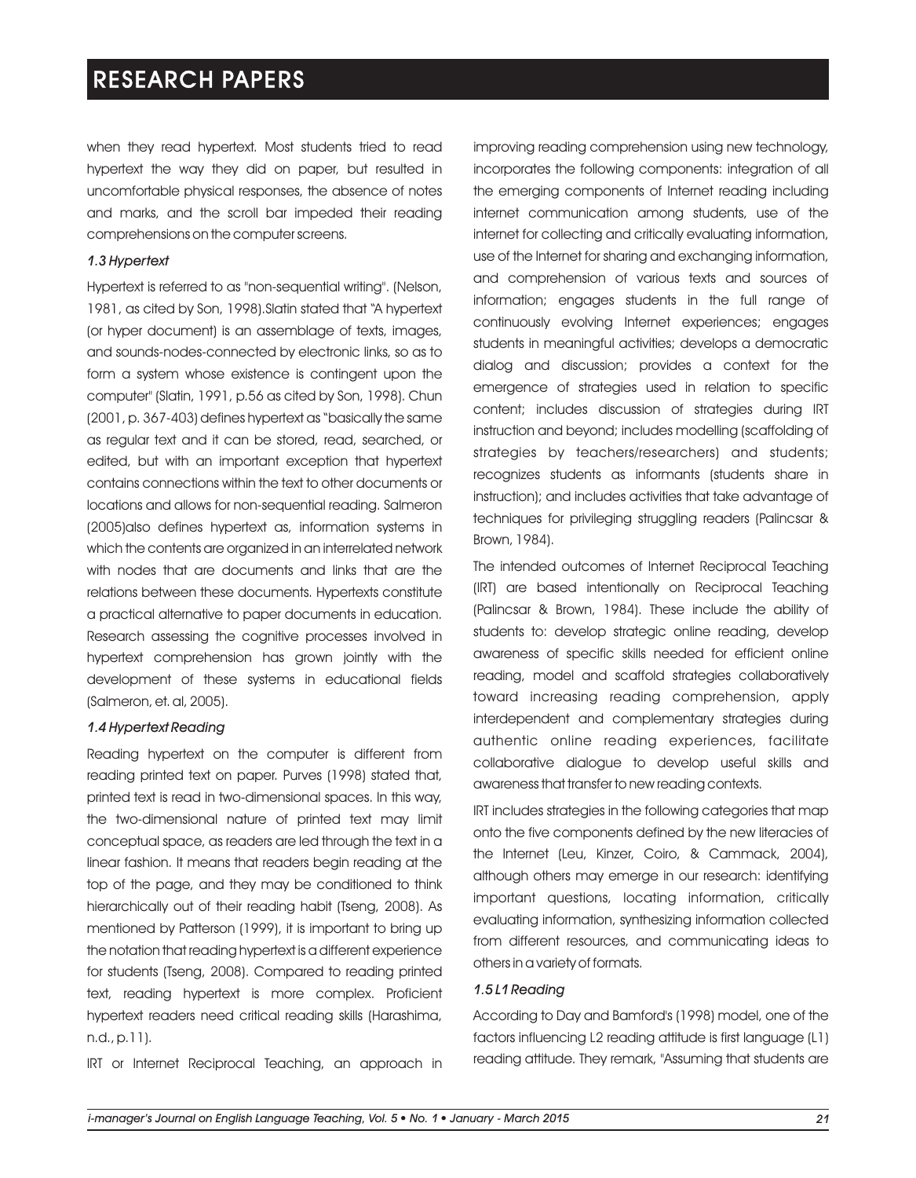when they read hypertext. Most students tried to read hypertext the way they did on paper, but resulted in uncomfortable physical responses, the absence of notes and marks, and the scroll bar impeded their reading comprehensions on the computer screens.

### *1.3 Hypertext*

Hypertext is referred to as "non-sequential writing". (Nelson, 1981, as cited by Son, 1998).Slatin stated that "A hypertext (or hyper document) is an assemblage of texts, images, and sounds-nodes-connected by electronic links, so as to form a system whose existence is contingent upon the computer" (Slatin, 1991, p.56 as cited by Son, 1998). Chun (2001, p. 367-403) defines hypertext as "basically the same as regular text and it can be stored, read, searched, or edited, but with an important exception that hypertext contains connections within the text to other documents or locations and allows for non-sequential reading. Salmeron (2005)also defines hypertext as, information systems in which the contents are organized in an interrelated network with nodes that are documents and links that are the relations between these documents. Hypertexts constitute a practical alternative to paper documents in education. Research assessing the cognitive processes involved in hypertext comprehension has grown jointly with the development of these systems in educational fields (Salmeron, et. al, 2005).

### *1.4 Hypertext Reading*

Reading hypertext on the computer is different from reading printed text on paper. Purves (1998) stated that, printed text is read in two-dimensional spaces. In this way, the two-dimensional nature of printed text may limit conceptual space, as readers are led through the text in a linear fashion. It means that readers begin reading at the top of the page, and they may be conditioned to think hierarchically out of their reading habit (Tseng, 2008). As mentioned by Patterson (1999), it is important to bring up the notation that reading hypertext is a different experience for students (Tseng, 2008). Compared to reading printed text, reading hypertext is more complex. Proficient hypertext readers need critical reading skills (Harashima, n.d., p.11).

IRT or Internet Reciprocal Teaching, an approach in improving reading comprehension using new technology, incorporates the following components: integration of all the emerging components of Internet reading including internet communication among students, use of the internet for collecting and critically evaluating information, use of the Internet for sharing and exchanging information, and comprehension of various texts and sources of information; engages students in the full range of continuously evolving Internet experiences; engages students in meaningful activities; develops a democratic dialog and discussion; provides a context for the emergence of strategies used in relation to specific content; includes discussion of strategies during IRT instruction and beyond; includes modelling (scaffolding of strategies by teachers/researchers) and students; recognizes students as informants (students share in instruction); and includes activities that take advantage of techniques for privileging struggling readers (Palincsar & Brown, 1984).

The intended outcomes of Internet Reciprocal Teaching (IRT) are based intentionally on Reciprocal Teaching (Palincsar & Brown, 1984). These include the ability of students to: develop strategic online reading, develop awareness of specific skills needed for efficient online reading, model and scaffold strategies collaboratively toward increasing reading comprehension, apply interdependent and complementary strategies during authentic online reading experiences, facilitate collaborative dialogue to develop useful skills and awareness that transfer to new reading contexts.

IRT includes strategies in the following categories that map onto the five components defined by the new literacies of the Internet (Leu, Kinzer, Coiro, & Cammack, 2004), although others may emerge in our research: identifying important questions, locating information, critically evaluating information, synthesizing information collected from different resources, and communicating ideas to others in a variety of formats.

### *1.5 L1 Reading*

According to Day and Bamford's (1998) model, one of the factors influencing L2 reading attitude is first language (L1) reading attitude. They remark, "Assuming that students are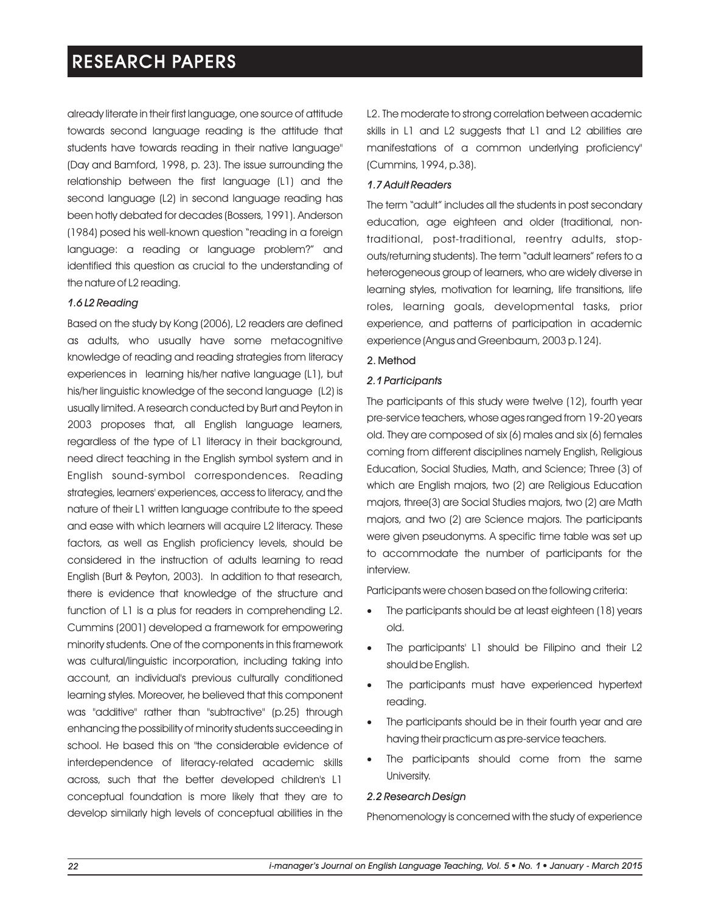already literate in their first language, one source of attitude towards second language reading is the attitude that students have towards reading in their native language" (Day and Bamford, 1998, p. 23). The issue surrounding the relationship between the first language (L1) and the second language (L2) in second language reading has been hotly debated for decades (Bossers, 1991). Anderson (1984) posed his well-known question "reading in a foreign language: a reading or language problem?" and identified this question as crucial to the understanding of the nature of L2 reading.

### *1.6 L2 Reading*

Based on the study by Kong (2006), L2 readers are defined as adults, who usually have some metacognitive knowledge of reading and reading strategies from literacy experiences in learning his/her native language (L1), but his/her linguistic knowledge of the second language (L2) is usually limited. A research conducted by Burt and Peyton in 2003 proposes that, all English language learners, regardless of the type of L1 literacy in their background, need direct teaching in the English symbol system and in English sound-symbol correspondences. Reading strategies, learners' experiences, access to literacy, and the nature of their L1 written language contribute to the speed and ease with which learners will acquire L2 literacy. These factors, as well as English proficiency levels, should be considered in the instruction of adults learning to read English (Burt & Peyton, 2003). In addition to that research, there is evidence that knowledge of the structure and function of L1 is a plus for readers in comprehending L2. Cummins (2001) developed a framework for empowering minority students. One of the components in this framework was cultural/linguistic incorporation, including taking into account, an individual's previous culturally conditioned learning styles. Moreover, he believed that this component was "additive" rather than "subtractive" (p.25) through enhancing the possibility of minority students succeeding in school. He based this on "the considerable evidence of interdependence of literacy-related academic skills across, such that the better developed children's L1 conceptual foundation is more likely that they are to develop similarly high levels of conceptual abilities in the L2. The moderate to strong correlation between academic skills in L1 and L2 suggests that L1 and L2 abilities are manifestations of a common underlying proficiency" (Cummins, 1994, p.38).

### *1.7 Adult Readers*

The term "adult" includes all the students in post secondary education, age eighteen and older (traditional, non-traditional, post-traditional, reentry adults, stop-outs/returning students). The term "adult learners" refers to a heterogeneous group of learners, who are widely diverse in learning styles, motivation for learning, life transitions, life roles, learning goals, developmental tasks, prior experience, and patterns of participation in academic experience (Angus and Greenbaum, 2003 p.124).

## 2. Method

### *2.1 Participants*

The participants of this study were twelve (12), fourth year pre-service teachers, whose ages ranged from 19-20 years old. They are composed of six (6) males and six (6) females coming from different disciplines namely English, Religious Education, Social Studies, Math, and Science; Three (3) of which are English majors, two (2) are Religious Education majors, three(3) are Social Studies majors, two (2) are Math majors, and two (2) are Science majors. The participants were given pseudonyms. A specific time table was set up to accommodate the number of participants for the interview.

Participants were chosen based on the following criteria:

- The participants should be at least eighteen (18) years old.
- The participants' L1 should be Filipino and their L2 should be English.
- The participants must have experienced hypertext reading.
- The participants should be in their fourth year and are having their practicum as pre-service teachers.
- The participants should come from the same University.

### *2.2 Research Design*

Phenomenology is concerned with the study of experience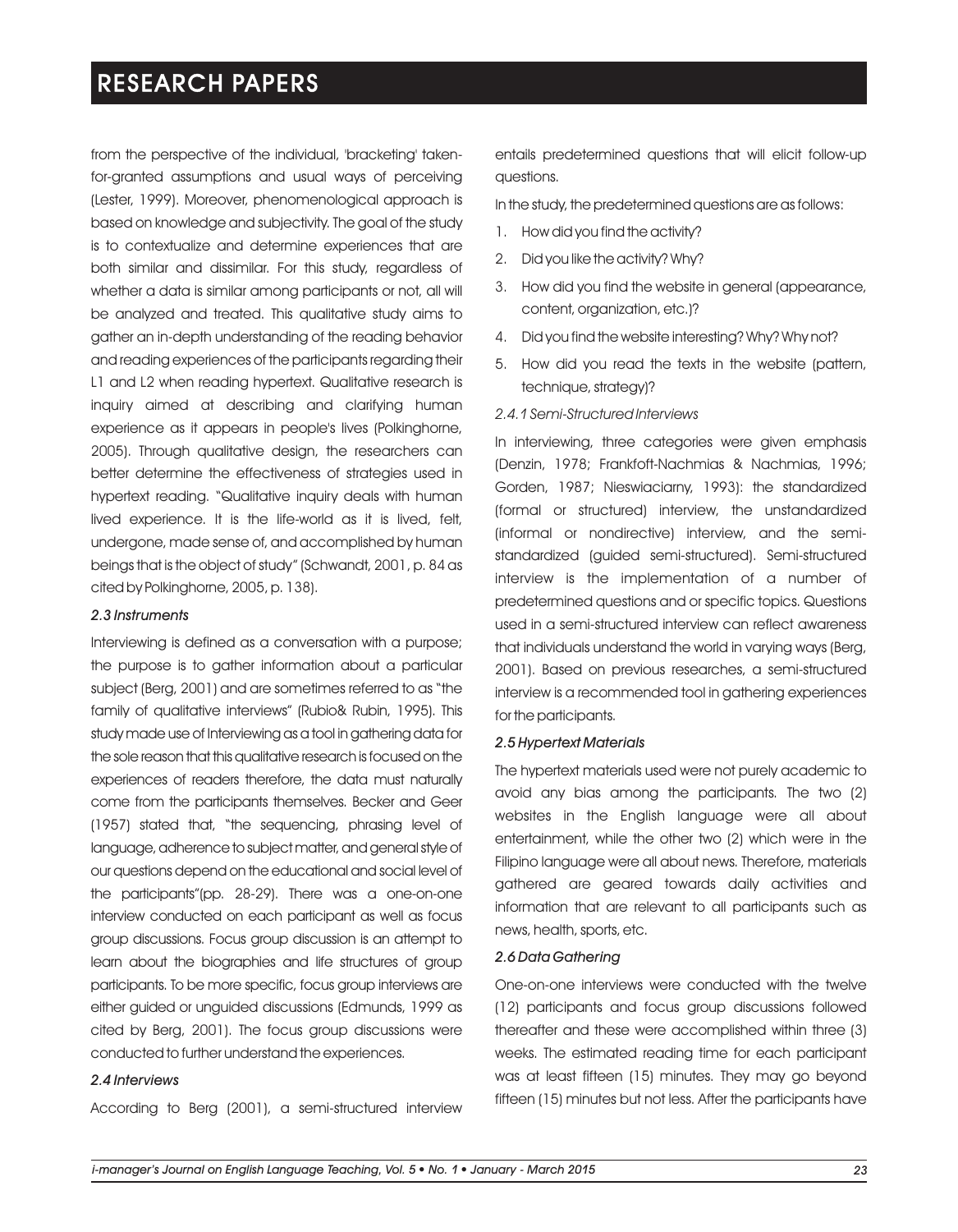from the perspective of the individual, 'bracketing' taken-for-granted assumptions and usual ways of perceiving (Lester, 1999). Moreover, phenomenological approach is based on knowledge and subjectivity. The goal of the study is to contextualize and determine experiences that are both similar and dissimilar. For this study, regardless of whether a data is similar among participants or not, all will be analyzed and treated. This qualitative study aims to gather an in-depth understanding of the reading behavior and reading experiences of the participants regarding their L1 and L2 when reading hypertext. Qualitative research is inquiry aimed at describing and clarifying human experience as it appears in people's lives (Polkinghorne, 2005). Through qualitative design, the researchers can better determine the effectiveness of strategies used in hypertext reading. "Qualitative inquiry deals with human lived experience. It is the life-world as it is lived, felt, undergone, made sense of, and accomplished by human beings that is the object of study" (Schwandt, 2001, p. 84 as cited by Polkinghorne, 2005, p. 138).

### *2.3 Instruments*

Interviewing is defined as a conversation with a purpose; the purpose is to gather information about a particular subject (Berg, 2001) and are sometimes referred to as "the family of qualitative interviews" (Rubio& Rubin, 1995). This study made use of Interviewing as a tool in gathering data for the sole reason that this qualitative research is focused on the experiences of readers therefore, the data must naturally come from the participants themselves. Becker and Geer (1957) stated that, "the sequencing, phrasing level of language, adherence to subject matter, and general style of our questions depend on the educational and social level of the participants"(pp. 28-29). There was a one-on-one interview conducted on each participant as well as focus group discussions. Focus group discussion is an attempt to learn about the biographies and life structures of group participants. To be more specific, focus group interviews are either guided or unguided discussions (Edmunds, 1999 as cited by Berg, 2001). The focus group discussions were conducted to further understand the experiences.

### *2.4 Interviews*

According to Berg (2001), a semi-structured interview entails predetermined questions that will elicit follow-up questions.

In the study, the predetermined questions are as follows:

1. How did you find the activity?
2. Did you like the activity? Why?
3. How did you find the website in general (appearance, content, organization, etc.)?
4. Did you find the website interesting? Why? Why not?
5. How did you read the texts in the website (pattern, technique, strategy)?

#### *2.4.1 Semi-Structured Interviews*

In interviewing, three categories were given emphasis (Denzin, 1978; Frankfoft-Nachmias & Nachmias, 1996; Gorden, 1987; Nieswiaciarny, 1993): the standardized (formal or structured) interview, the unstandardized (informal or nondirective) interview, and the semi-standardized (guided semi-structured). Semi-structured interview is the implementation of a number of predetermined questions and or specific topics. Questions used in a semi-structured interview can reflect awareness that individuals understand the world in varying ways (Berg, 2001). Based on previous researches, a semi-structured interview is a recommended tool in gathering experiences for the participants.

### *2.5 Hypertext Materials*

The hypertext materials used were not purely academic to avoid any bias among the participants. The two (2) websites in the English language were all about entertainment, while the other two (2) which were in the Filipino language were all about news. Therefore, materials gathered are geared towards daily activities and information that are relevant to all participants such as news, health, sports, etc.

### *2.6 Data Gathering*

One-on-one interviews were conducted with the twelve (12) participants and focus group discussions followed thereafter and these were accomplished within three (3) weeks. The estimated reading time for each participant was at least fifteen (15) minutes. They may go beyond fifteen (15) minutes but not less. After the participants have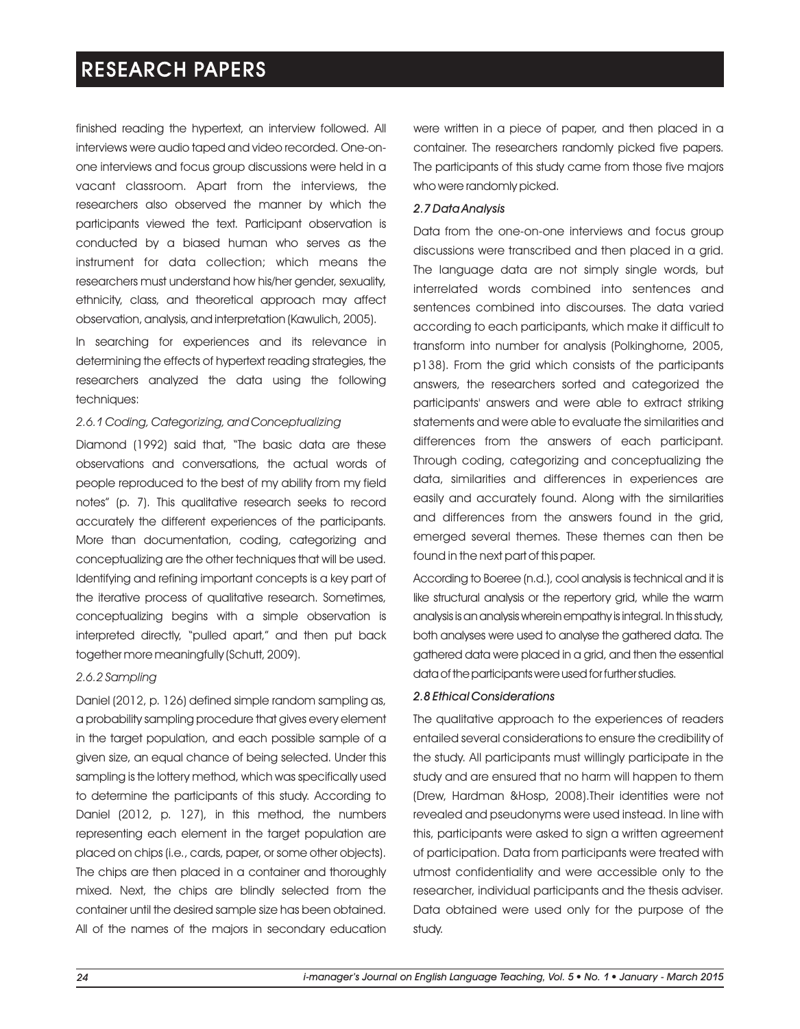finished reading the hypertext, an interview followed. All interviews were audio taped and video recorded. One-on-one interviews and focus group discussions were held in a vacant classroom. Apart from the interviews, the researchers also observed the manner by which the participants viewed the text. Participant observation is conducted by a biased human who serves as the instrument for data collection; which means the researchers must understand how his/her gender, sexuality, ethnicity, class, and theoretical approach may affect observation, analysis, and interpretation (Kawulich, 2005).

In searching for experiences and its relevance in determining the effects of hypertext reading strategies, the researchers analyzed the data using the following techniques:

#### *2.6.1 Coding, Categorizing, and Conceptualizing*

Diamond (1992) said that, "The basic data are these observations and conversations, the actual words of people reproduced to the best of my ability from my field notes" (p. 7). This qualitative research seeks to record accurately the different experiences of the participants. More than documentation, coding, categorizing and conceptualizing are the other techniques that will be used. Identifying and refining important concepts is a key part of the iterative process of qualitative research. Sometimes, conceptualizing begins with a simple observation is interpreted directly, "pulled apart," and then put back together more meaningfully (Schutt, 2009).

#### *2.6.2 Sampling*

Daniel (2012, p. 126) defined simple random sampling as, a probability sampling procedure that gives every element in the target population, and each possible sample of a given size, an equal chance of being selected. Under this sampling is the lottery method, which was specifically used to determine the participants of this study. According to Daniel (2012, p. 127), in this method, the numbers representing each element in the target population are placed on chips (i.e., cards, paper, or some other objects). The chips are then placed in a container and thoroughly mixed. Next, the chips are blindly selected from the container until the desired sample size has been obtained. All of the names of the majors in secondary education were written in a piece of paper, and then placed in a container. The researchers randomly picked five papers. The participants of this study came from those five majors who were randomly picked.

### *2.7 Data Analysis*

Data from the one-on-one interviews and focus group discussions were transcribed and then placed in a grid. The language data are not simply single words, but interrelated words combined into sentences and sentences combined into discourses. The data varied according to each participants, which make it difficult to transform into number for analysis (Polkinghorne, 2005, p138). From the grid which consists of the participants answers, the researchers sorted and categorized the participants' answers and were able to extract striking statements and were able to evaluate the similarities and differences from the answers of each participant. Through coding, categorizing and conceptualizing the data, similarities and differences in experiences are easily and accurately found. Along with the similarities and differences from the answers found in the grid, emerged several themes. These themes can then be found in the next part of this paper.

According to Boeree (n.d.), cool analysis is technical and it is like structural analysis or the repertory grid, while the warm analysis is an analysis wherein empathy is integral. In this study, both analyses were used to analyse the gathered data. The gathered data were placed in a grid, and then the essential data of the participants were used for further studies.

### *2.8 Ethical Considerations*

The qualitative approach to the experiences of readers entailed several considerations to ensure the credibility of the study. All participants must willingly participate in the study and are ensured that no harm will happen to them (Drew, Hardman &Hosp, 2008).Their identities were not revealed and pseudonyms were used instead. In line with this, participants were asked to sign a written agreement of participation. Data from participants were treated with utmost confidentiality and were accessible only to the researcher, individual participants and the thesis adviser. Data obtained were used only for the purpose of the study.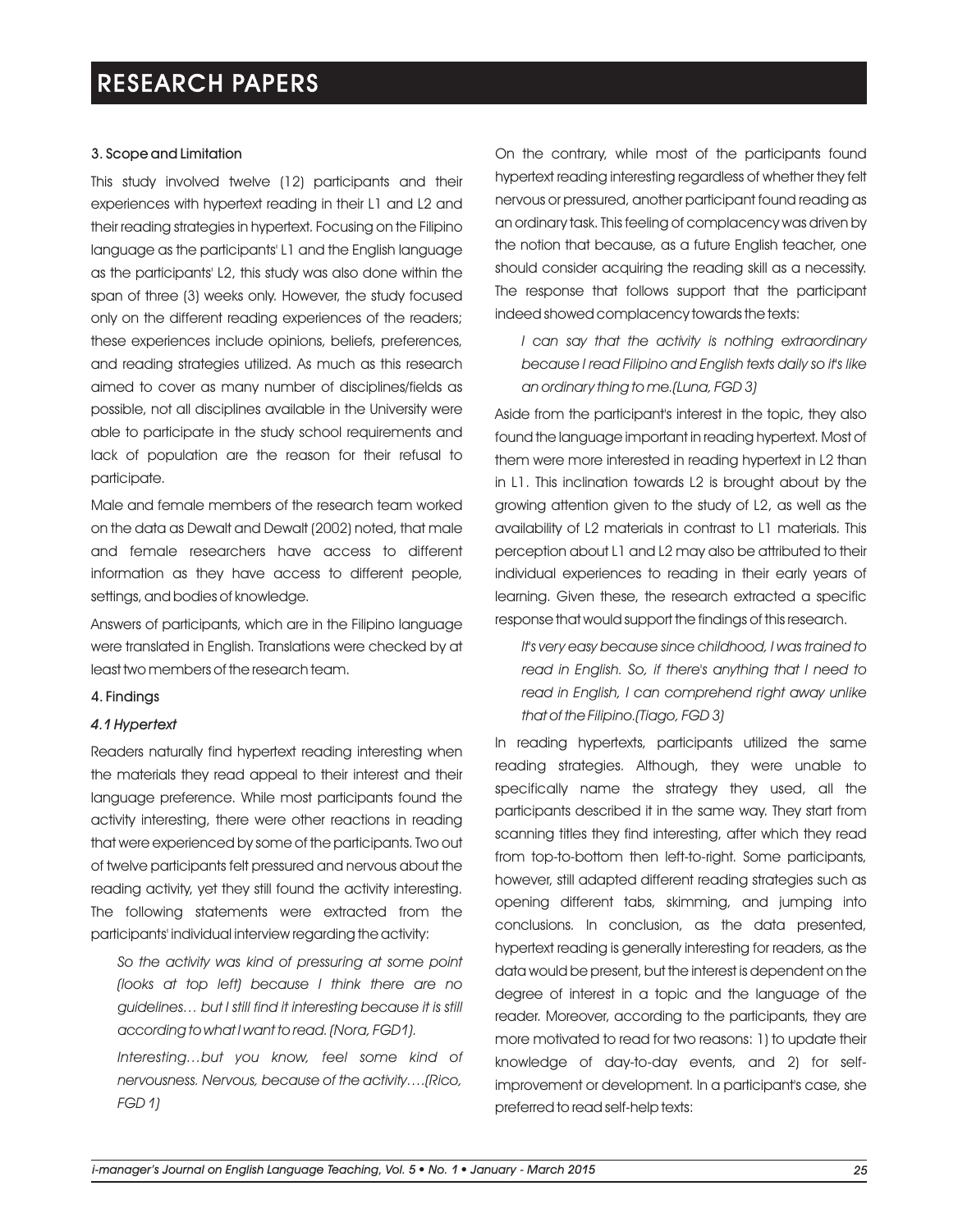### 3. Scope and Limitation

This study involved twelve (12) participants and their experiences with hypertext reading in their L1 and L2 and their reading strategies in hypertext. Focusing on the Filipino language as the participants' L1 and the English language as the participants' L2, this study was also done within the span of three (3) weeks only. However, the study focused only on the different reading experiences of the readers; these experiences include opinions, beliefs, preferences, and reading strategies utilized. As much as this research aimed to cover as many number of disciplines/fields as possible, not all disciplines available in the University were able to participate in the study school requirements and lack of population are the reason for their refusal to participate.

Male and female members of the research team worked on the data as Dewalt and Dewalt (2002) noted, that male and female researchers have access to different information as they have access to different people, settings, and bodies of knowledge.

Answers of participants, which are in the Filipino language were translated in English. Translations were checked by at least two members of the research team.

## 4. Findings

### *4.1 Hypertext*

Readers naturally find hypertext reading interesting when the materials they read appeal to their interest and their language preference. While most participants found the activity interesting, there were other reactions in reading that were experienced by some of the participants. Two out of twelve participants felt pressured and nervous about the reading activity, yet they still found the activity interesting. The following statements were extracted from the participants' individual interview regarding the activity:

> *So the activity was kind of pressuring at some point (looks at top left) because I think there are no guidelines… but I still find it interesting because it is still according to what I want to read. (Nora, FGD1).*

> *Interesting…but you know, feel some kind of nervousness. Nervous, because of the activity….(Rico, FGD 1)*

On the contrary, while most of the participants found hypertext reading interesting regardless of whether they felt nervous or pressured, another participant found reading as an ordinary task. This feeling of complacency was driven by the notion that because, as a future English teacher, one should consider acquiring the reading skill as a necessity. The response that follows support that the participant indeed showed complacency towards the texts:

> *I can say that the activity is nothing extraordinary because I read Filipino and English texts daily so it's like an ordinary thing to me.(Luna, FGD 3)*

Aside from the participant's interest in the topic, they also found the language important in reading hypertext. Most of them were more interested in reading hypertext in L2 than in L1. This inclination towards L2 is brought about by the growing attention given to the study of L2, as well as the availability of L2 materials in contrast to L1 materials. This perception about L1 and L2 may also be attributed to their individual experiences to reading in their early years of learning. Given these, the research extracted a specific response that would support the findings of this research.

> *It's very easy because since childhood, I was trained to read in English. So, if there's anything that I need to read in English, I can comprehend right away unlike that of the Filipino.(Tiago, FGD 3)*

In reading hypertexts, participants utilized the same reading strategies. Although, they were unable to specifically name the strategy they used, all the participants described it in the same way. They start from scanning titles they find interesting, after which they read from top-to-bottom then left-to-right. Some participants, however, still adapted different reading strategies such as opening different tabs, skimming, and jumping into conclusions. In conclusion, as the data presented, hypertext reading is generally interesting for readers, as the data would be present, but the interest is dependent on the degree of interest in a topic and the language of the reader. Moreover, according to the participants, they are more motivated to read for two reasons: 1) to update their knowledge of day-to-day events, and 2) for self-improvement or development. In a participant's case, she preferred to read self-help texts: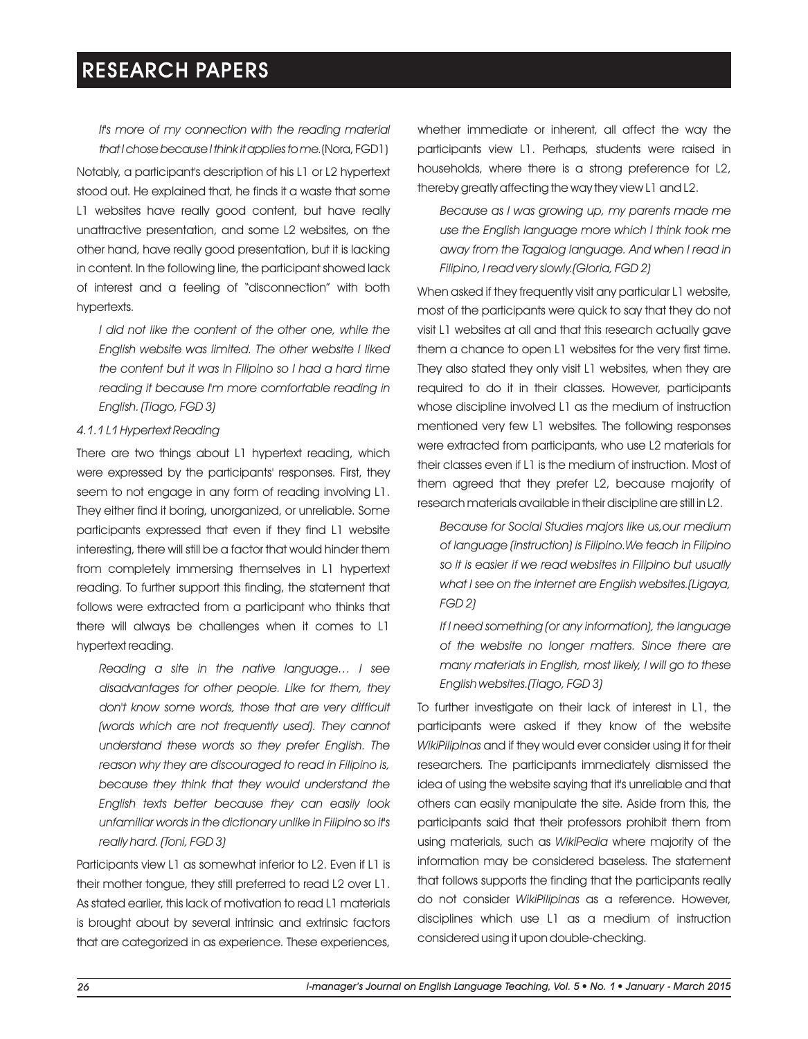*It's more of my connection with the reading material that I chose because I think it applies to me.* (Nora, FGD1)

Notably, a participant's description of his L1 or L2 hypertext stood out. He explained that, he finds it a waste that some L1 websites have really good content, but have really unattractive presentation, and some L2 websites, on the other hand, have really good presentation, but it is lacking in content. In the following line, the participant showed lack of interest and a feeling of "disconnection" with both hypertexts.

*I did not like the content of the other one, while the English website was limited. The other website I liked the content but it was in Filipino so I had a hard time reading it because I'm more comfortable reading in English. (Tiago, FGD 3)*

#### *4.1.1 L1 Hypertext Reading*

There are two things about L1 hypertext reading, which were expressed by the participants' responses. First, they seem to not engage in any form of reading involving L1. They either find it boring, unorganized, or unreliable. Some participants expressed that even if they find L1 website interesting, there will still be a factor that would hinder them from completely immersing themselves in L1 hypertext reading. To further support this finding, the statement that follows were extracted from a participant who thinks that there will always be challenges when it comes to L1 hypertext reading.

*Reading a site in the native language… I see disadvantages for other people. Like for them, they don't know some words, those that are very difficult (words which are not frequently used). They cannot understand these words so they prefer English. The reason why they are discouraged to read in Filipino is, because they think that they would understand the English texts better because they can easily look unfamiliar words in the dictionary unlike in Filipino so it's really hard. (Toni, FGD 3)*

Participants view L1 as somewhat inferior to L2. Even if L1 is their mother tongue, they still preferred to read L2 over L1. As stated earlier, this lack of motivation to read L1 materials is brought about by several intrinsic and extrinsic factors that are categorized in as experience. These experiences, whether immediate or inherent, all affect the way the participants view L1. Perhaps, students were raised in households, where there is a strong preference for L2, thereby greatly affecting the way they view L1 and L2.

*Because as I was growing up, my parents made me use the English language more which I think took me away from the Tagalog language. And when I read in Filipino, I read very slowly.(Gloria, FGD 2)*

When asked if they frequently visit any particular L1 website, most of the participants were quick to say that they do not visit L1 websites at all and that this research actually gave them a chance to open L1 websites for the very first time. They also stated they only visit L1 websites, when they are required to do it in their classes. However, participants whose discipline involved L1 as the medium of instruction mentioned very few L1 websites. The following responses were extracted from participants, who use L2 materials for their classes even if L1 is the medium of instruction. Most of them agreed that they prefer L2, because majority of research materials available in their discipline are still in L2.

*Because for Social Studies majors like us,our medium of language (instruction) is Filipino.We teach in Filipino so it is easier if we read websites in Filipino but usually what I see on the internet are English websites.(Ligaya, FGD 2)*

*If I need something (or any information), the language of the website no longer matters. Since there are many materials in English, most likely, I will go to these English websites.(Tiago, FGD 3)*

To further investigate on their lack of interest in L1, the participants were asked if they know of the website *WikiPilipinas* and if they would ever consider using it for their researchers. The participants immediately dismissed the idea of using the website saying that it's unreliable and that others can easily manipulate the site. Aside from this, the participants said that their professors prohibit them from using materials, such as *WikiPedia* where majority of the information may be considered baseless. The statement that follows supports the finding that the participants really do not consider *WikiPilipinas* as a reference. However, disciplines which use L1 as a medium of instruction considered using it upon double-checking.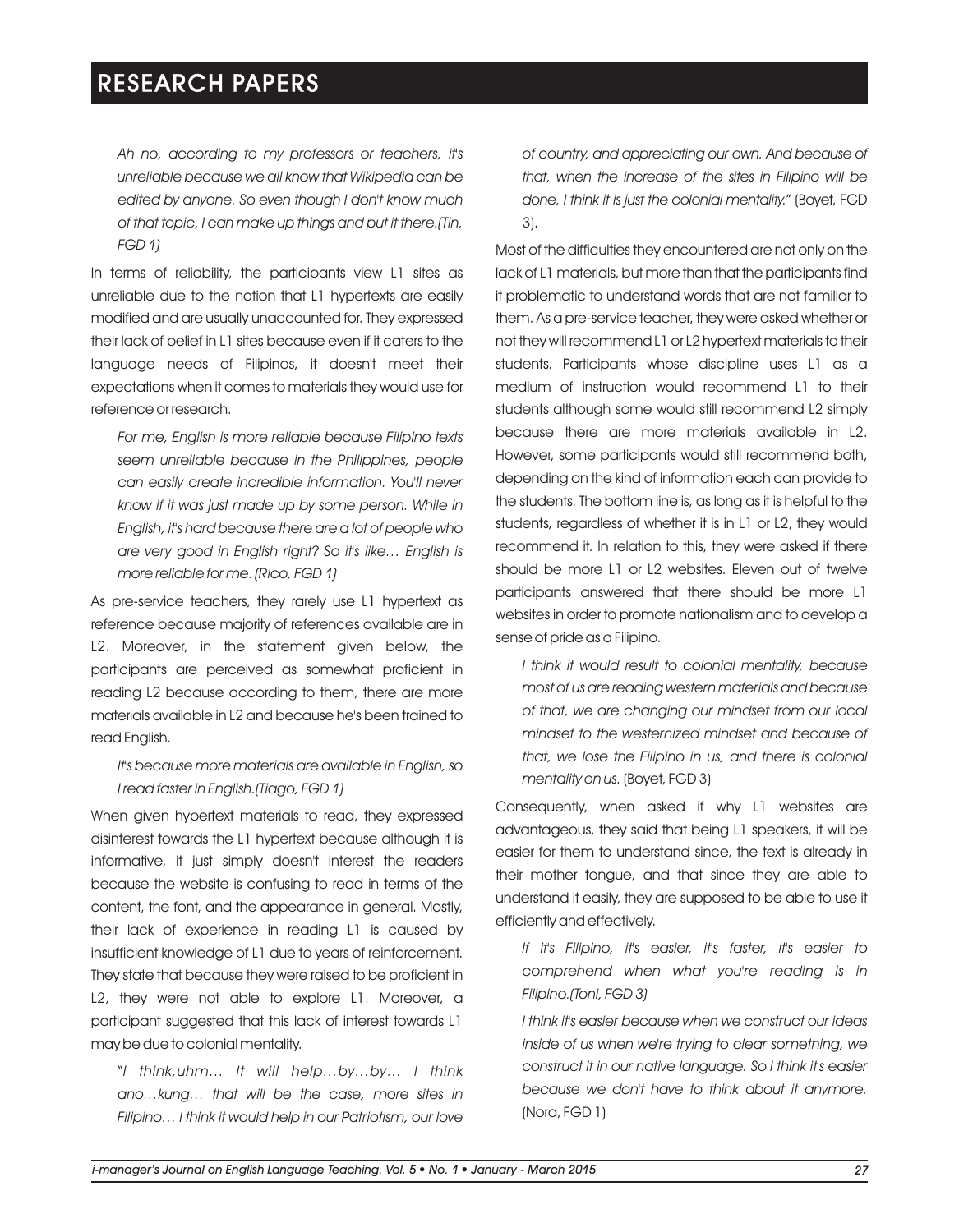*Ah no, according to my professors or teachers, it's unreliable because we all know that Wikipedia can be edited by anyone. So even though I don't know much of that topic, I can make up things and put it there.(Tin, FGD 1)*

In terms of reliability, the participants view L1 sites as unreliable due to the notion that L1 hypertexts are easily modified and are usually unaccounted for. They expressed their lack of belief in L1 sites because even if it caters to the language needs of Filipinos, it doesn't meet their expectations when it comes to materials they would use for reference or research.

*For me, English is more reliable because Filipino texts seem unreliable because in the Philippines, people can easily create incredible information. You'll never know if it was just made up by some person. While in English, it's hard because there are a lot of people who are very good in English right? So it's like… English is more reliable for me. (Rico, FGD 1)*

As pre-service teachers, they rarely use L1 hypertext as reference because majority of references available are in L2. Moreover, in the statement given below, the participants are perceived as somewhat proficient in reading L2 because according to them, there are more materials available in L2 and because he's been trained to read English.

*It's because more materials are available in English, so I read faster in English.(Tiago, FGD 1)*

When given hypertext materials to read, they expressed disinterest towards the L1 hypertext because although it is informative, it just simply doesn't interest the readers because the website is confusing to read in terms of the content, the font, and the appearance in general. Mostly, their lack of experience in reading L1 is caused by insufficient knowledge of L1 due to years of reinforcement. They state that because they were raised to be proficient in L2, they were not able to explore L1. Moreover, a participant suggested that this lack of interest towards L1 may be due to colonial mentality.

*"I think,uhm… It will help…by…by… I think ano…kung… that will be the case, more sites in Filipino… I think it would help in our Patriotism, our love of country, and appreciating our own. And because of that, when the increase of the sites in Filipino will be done, I think it is just the colonial mentality."* (Boyet, FGD 3).

Most of the difficulties they encountered are not only on the lack of L1 materials, but more than that the participants find it problematic to understand words that are not familiar to them. As a pre-service teacher, they were asked whether or not they will recommend L1 or L2 hypertext materials to their students. Participants whose discipline uses L1 as a medium of instruction would recommend L1 to their students although some would still recommend L2 simply because there are more materials available in L2. However, some participants would still recommend both, depending on the kind of information each can provide to the students. The bottom line is, as long as it is helpful to the students, regardless of whether it is in L1 or L2, they would recommend it. In relation to this, they were asked if there should be more L1 or L2 websites. Eleven out of twelve participants answered that there should be more L1 websites in order to promote nationalism and to develop a sense of pride as a Filipino.

*I think it would result to colonial mentality, because most of us are reading western materials and because of that, we are changing our mindset from our local mindset to the westernized mindset and because of that, we lose the Filipino in us, and there is colonial mentality on us.* (Boyet, FGD 3)

Consequently, when asked if why L1 websites are advantageous, they said that being L1 speakers, it will be easier for them to understand since, the text is already in their mother tongue, and that since they are able to understand it easily, they are supposed to be able to use it efficiently and effectively.

*If it's Filipino, it's easier, it's faster, it's easier to comprehend when what you're reading is in Filipino.(Toni, FGD 3)*

*I think it's easier because when we construct our ideas inside of us when we're trying to clear something, we construct it in our native language. So I think it's easier because we don't have to think about it anymore.* (Nora, FGD 1)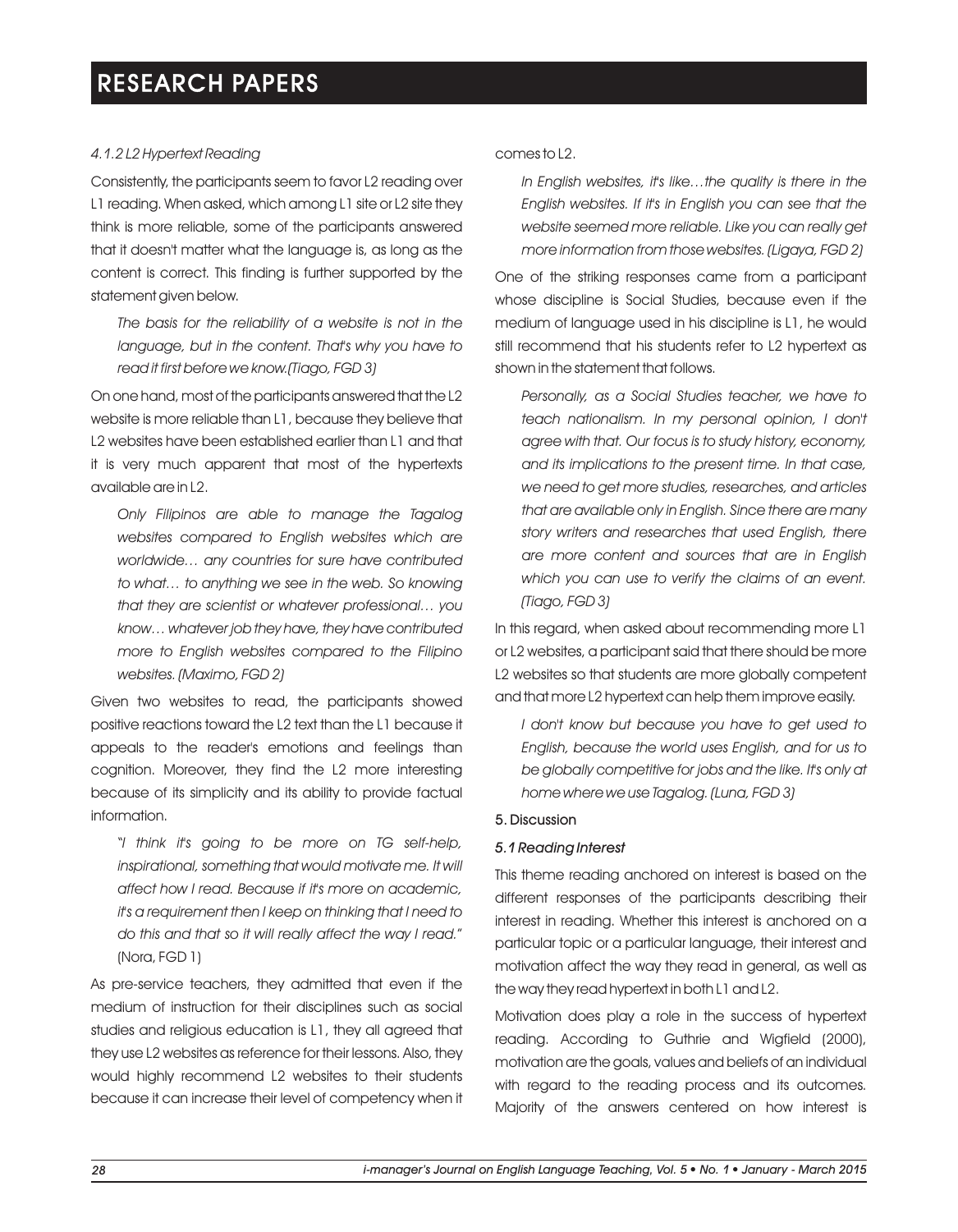*4.1.2 L2 Hypertext Reading*

Consistently, the participants seem to favor L2 reading over L1 reading. When asked, which among L1 site or L2 site they think is more reliable, some of the participants answered that it doesn't matter what the language is, as long as the content is correct. This finding is further supported by the statement given below.

> *The basis for the reliability of a website is not in the language, but in the content. That's why you have to read it first before we know.(Tiago, FGD 3)*

On one hand, most of the participants answered that the L2 website is more reliable than L1, because they believe that L2 websites have been established earlier than L1 and that it is very much apparent that most of the hypertexts available are in L2.

> *Only Filipinos are able to manage the Tagalog websites compared to English websites which are worldwide… any countries for sure have contributed to what… to anything we see in the web. So knowing that they are scientist or whatever professional… you know… whatever job they have, they have contributed more to English websites compared to the Filipino websites. (Maximo, FGD 2)*

Given two websites to read, the participants showed positive reactions toward the L2 text than the L1 because it appeals to the reader's emotions and feelings than cognition. Moreover, they find the L2 more interesting because of its simplicity and its ability to provide factual information.

> *"I think it's going to be more on TG self-help, inspirational, something that would motivate me. It will affect how I read. Because if it's more on academic, it's a requirement then I keep on thinking that I need to do this and that so it will really affect the way I read."* (Nora, FGD 1)

As pre-service teachers, they admitted that even if the medium of instruction for their disciplines such as social studies and religious education is L1, they all agreed that they use L2 websites as reference for their lessons. Also, they would highly recommend L2 websites to their students because it can increase their level of competency when it comes to L2.

> *In English websites, it's like…the quality is there in the English websites. If it's in English you can see that the website seemed more reliable. Like you can really get more information from those websites. (Ligaya, FGD 2)*

One of the striking responses came from a participant whose discipline is Social Studies, because even if the medium of language used in his discipline is L1, he would still recommend that his students refer to L2 hypertext as shown in the statement that follows.

> *Personally, as a Social Studies teacher, we have to teach nationalism. In my personal opinion, I don't agree with that. Our focus is to study history, economy, and its implications to the present time. In that case, we need to get more studies, researches, and articles that are available only in English. Since there are many story writers and researches that used English, there are more content and sources that are in English which you can use to verify the claims of an event. (Tiago, FGD 3)*

In this regard, when asked about recommending more L1 or L2 websites, a participant said that there should be more L2 websites so that students are more globally competent and that more L2 hypertext can help them improve easily.

> *I don't know but because you have to get used to English, because the world uses English, and for us to be globally competitive for jobs and the like. It's only at home where we use Tagalog. (Luna, FGD 3)*

## 5. Discussion

### *5.1 Reading Interest*

This theme reading anchored on interest is based on the different responses of the participants describing their interest in reading. Whether this interest is anchored on a particular topic or a particular language, their interest and motivation affect the way they read in general, as well as the way they read hypertext in both L1 and L2.

Motivation does play a role in the success of hypertext reading. According to Guthrie and Wigfield (2000), motivation are the goals, values and beliefs of an individual with regard to the reading process and its outcomes. Majority of the answers centered on how interest is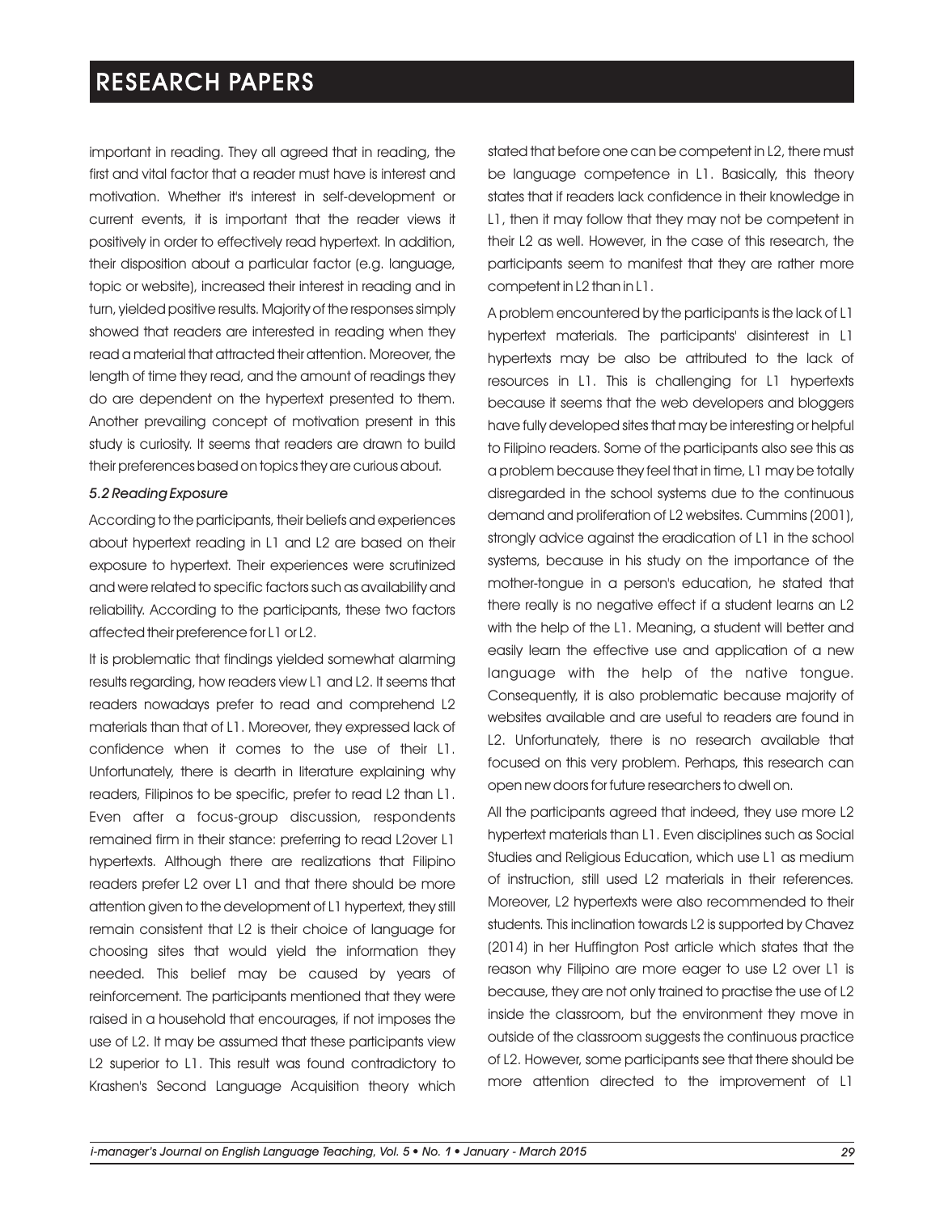important in reading. They all agreed that in reading, the first and vital factor that a reader must have is interest and motivation. Whether it's interest in self-development or current events, it is important that the reader views it positively in order to effectively read hypertext. In addition, their disposition about a particular factor (e.g. language, topic or website), increased their interest in reading and in turn, yielded positive results. Majority of the responses simply showed that readers are interested in reading when they read a material that attracted their attention. Moreover, the length of time they read, and the amount of readings they do are dependent on the hypertext presented to them. Another prevailing concept of motivation present in this study is curiosity. It seems that readers are drawn to build their preferences based on topics they are curious about.

*5.2 Reading Exposure*

According to the participants, their beliefs and experiences about hypertext reading in L1 and L2 are based on their exposure to hypertext. Their experiences were scrutinized and were related to specific factors such as availability and reliability. According to the participants, these two factors affected their preference for L1 or L2.

It is problematic that findings yielded somewhat alarming results regarding, how readers view L1 and L2. It seems that readers nowadays prefer to read and comprehend L2 materials than that of L1. Moreover, they expressed lack of confidence when it comes to the use of their L1. Unfortunately, there is dearth in literature explaining why readers, Filipinos to be specific, prefer to read L2 than L1. Even after a focus-group discussion, respondents remained firm in their stance: preferring to read L2over L1 hypertexts. Although there are realizations that Filipino readers prefer L2 over L1 and that there should be more attention given to the development of L1 hypertext, they still remain consistent that L2 is their choice of language for choosing sites that would yield the information they needed. This belief may be caused by years of reinforcement. The participants mentioned that they were raised in a household that encourages, if not imposes the use of L2. It may be assumed that these participants view L2 superior to L1. This result was found contradictory to Krashen's Second Language Acquisition theory which stated that before one can be competent in L2, there must be language competence in L1. Basically, this theory states that if readers lack confidence in their knowledge in L1, then it may follow that they may not be competent in their L2 as well. However, in the case of this research, the participants seem to manifest that they are rather more competent in L2 than in L1.

A problem encountered by the participants is the lack of L1 hypertext materials. The participants' disinterest in L1 hypertexts may be also be attributed to the lack of resources in L1. This is challenging for L1 hypertexts because it seems that the web developers and bloggers have fully developed sites that may be interesting or helpful to Filipino readers. Some of the participants also see this as a problem because they feel that in time, L1 may be totally disregarded in the school systems due to the continuous demand and proliferation of L2 websites. Cummins (2001), strongly advice against the eradication of L1 in the school systems, because in his study on the importance of the mother-tongue in a person's education, he stated that there really is no negative effect if a student learns an L2 with the help of the L1. Meaning, a student will better and easily learn the effective use and application of a new language with the help of the native tongue. Consequently, it is also problematic because majority of websites available and are useful to readers are found in L2. Unfortunately, there is no research available that focused on this very problem. Perhaps, this research can open new doors for future researchers to dwell on.

All the participants agreed that indeed, they use more L2 hypertext materials than L1. Even disciplines such as Social Studies and Religious Education, which use L1 as medium of instruction, still used L2 materials in their references. Moreover, L2 hypertexts were also recommended to their students. This inclination towards L2 is supported by Chavez (2014) in her Huffington Post article which states that the reason why Filipino are more eager to use L2 over L1 is because, they are not only trained to practise the use of L2 inside the classroom, but the environment they move in outside of the classroom suggests the continuous practice of L2. However, some participants see that there should be more attention directed to the improvement of L1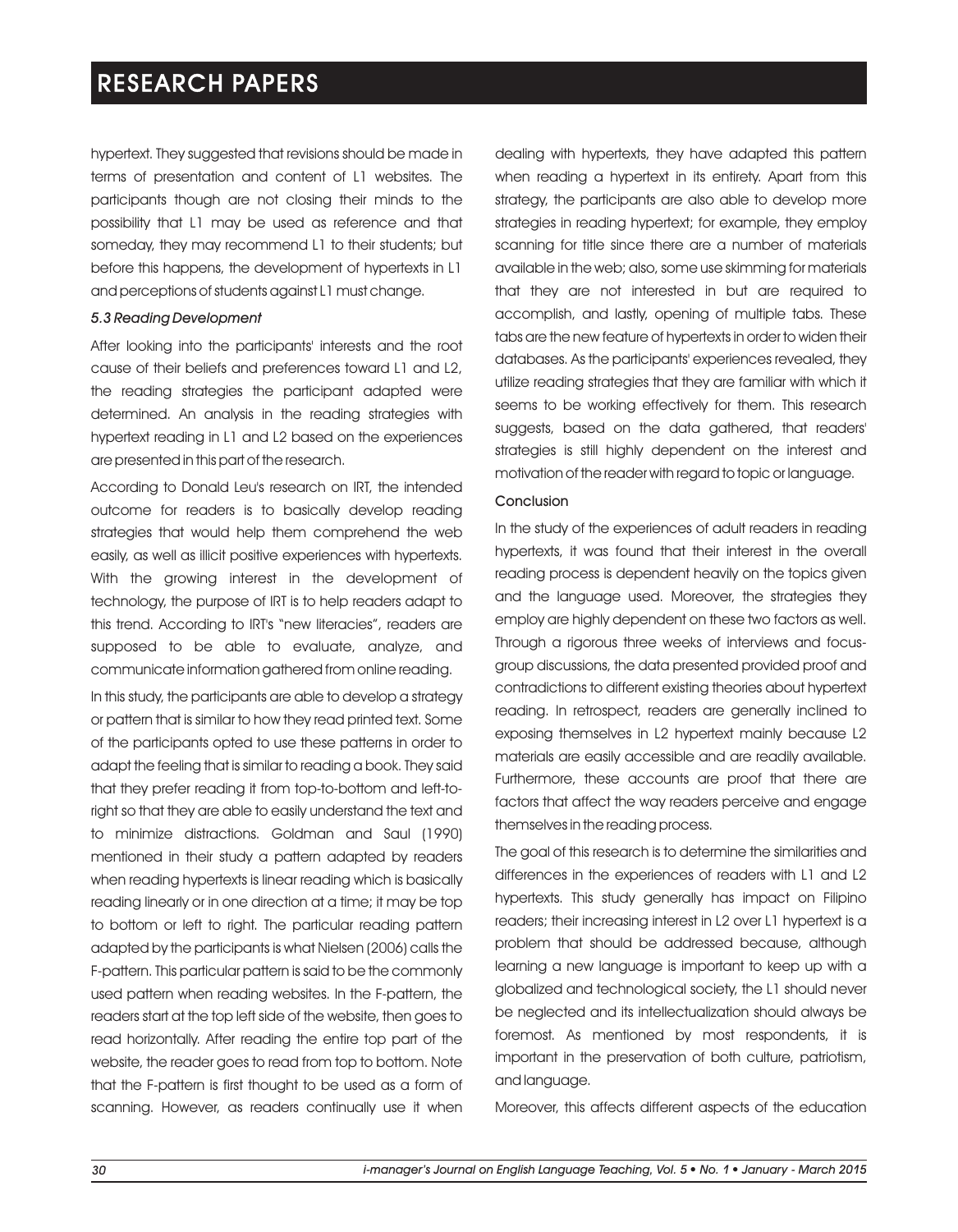hypertext. They suggested that revisions should be made in terms of presentation and content of L1 websites. The participants though are not closing their minds to the possibility that L1 may be used as reference and that someday, they may recommend L1 to their students; but before this happens, the development of hypertexts in L1 and perceptions of students against L1 must change.

### *5.3 Reading Development*

After looking into the participants' interests and the root cause of their beliefs and preferences toward L1 and L2, the reading strategies the participant adapted were determined. An analysis in the reading strategies with hypertext reading in L1 and L2 based on the experiences are presented in this part of the research.

According to Donald Leu's research on IRT, the intended outcome for readers is to basically develop reading strategies that would help them comprehend the web easily, as well as illicit positive experiences with hypertexts. With the growing interest in the development of technology, the purpose of IRT is to help readers adapt to this trend. According to IRT's "new literacies", readers are supposed to be able to evaluate, analyze, and communicate information gathered from online reading.

In this study, the participants are able to develop a strategy or pattern that is similar to how they read printed text. Some of the participants opted to use these patterns in order to adapt the feeling that is similar to reading a book. They said that they prefer reading it from top-to-bottom and left-to-right so that they are able to easily understand the text and to minimize distractions. Goldman and Saul (1990) mentioned in their study a pattern adapted by readers when reading hypertexts is linear reading which is basically reading linearly or in one direction at a time; it may be top to bottom or left to right. The particular reading pattern adapted by the participants is what Nielsen (2006) calls the F-pattern. This particular pattern is said to be the commonly used pattern when reading websites. In the F-pattern, the readers start at the top left side of the website, then goes to read horizontally. After reading the entire top part of the website, the reader goes to read from top to bottom. Note that the F-pattern is first thought to be used as a form of scanning. However, as readers continually use it when dealing with hypertexts, they have adapted this pattern when reading a hypertext in its entirety. Apart from this strategy, the participants are also able to develop more strategies in reading hypertext; for example, they employ scanning for title since there are a number of materials available in the web; also, some use skimming for materials that they are not interested in but are required to accomplish, and lastly, opening of multiple tabs. These tabs are the new feature of hypertexts in order to widen their databases. As the participants' experiences revealed, they utilize reading strategies that they are familiar with which it seems to be working effectively for them. This research suggests, based on the data gathered, that readers' strategies is still highly dependent on the interest and motivation of the reader with regard to topic or language.

## Conclusion

In the study of the experiences of adult readers in reading hypertexts, it was found that their interest in the overall reading process is dependent heavily on the topics given and the language used. Moreover, the strategies they employ are highly dependent on these two factors as well. Through a rigorous three weeks of interviews and focus-group discussions, the data presented provided proof and contradictions to different existing theories about hypertext reading. In retrospect, readers are generally inclined to exposing themselves in L2 hypertext mainly because L2 materials are easily accessible and are readily available. Furthermore, these accounts are proof that there are factors that affect the way readers perceive and engage themselves in the reading process.

The goal of this research is to determine the similarities and differences in the experiences of readers with L1 and L2 hypertexts. This study generally has impact on Filipino readers; their increasing interest in L2 over L1 hypertext is a problem that should be addressed because, although learning a new language is important to keep up with a globalized and technological society, the L1 should never be neglected and its intellectualization should always be foremost. As mentioned by most respondents, it is important in the preservation of both culture, patriotism, and language.

Moreover, this affects different aspects of the education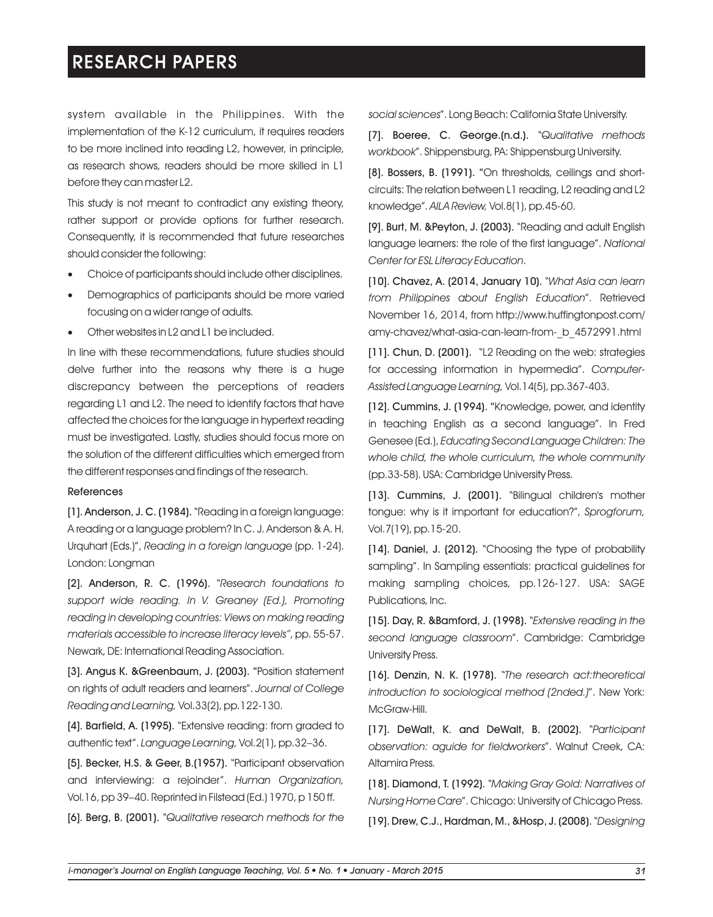system available in the Philippines. With the implementation of the K-12 curriculum, it requires readers to be more inclined into reading L2, however, in principle, as research shows, readers should be more skilled in L1 before they can master L2.

This study is not meant to contradict any existing theory, rather support or provide options for further research. Consequently, it is recommended that future researches should consider the following:

- Choice of participants should include other disciplines.
- Demographics of participants should be more varied focusing on a wider range of adults.
- Other websites in L2 and L1 be included.

In line with these recommendations, future studies should delve further into the reasons why there is a huge discrepancy between the perceptions of readers regarding L1 and L2. The need to identify factors that have affected the choices for the language in hypertext reading must be investigated. Lastly, studies should focus more on the solution of the different difficulties which emerged from the different responses and findings of the research.

#### References

**[1]. Anderson, J. C. (1984).** "Reading in a foreign language: A reading or a language problem? In C. J. Anderson & A. H. Urquhart (Eds.)", *Reading in a foreign language* (pp. 1-24). London: Longman

**[2]. Anderson, R. C. (1996).** "*Research foundations to support wide reading. In V. Greaney (Ed.), Promoting reading in developing countries: Views on making reading materials accessible to increase literacy levels"*, pp. 55-57. Newark, DE: International Reading Association.

**[3]. Angus K. &Greenbaum, J. (2003).** "Position statement on rights of adult readers and learners". *Journal of College Reading and Learning,* Vol.33(2), pp.122-130.

**[4]. Barfield, A. (1995).** "Extensive reading: from graded to authentic text". *Language Learning,* Vol.2(1), pp.32–36.

**[5]. Becker, H.S. & Geer, B.(1957).** "Participant observation and interviewing: a rejoinder". *Human Organization,* Vol.16, pp 39–40. Reprinted in Filstead (Ed.) 1970, p 150 ff.

**[6]. Berg, B. (2001).** "*Qualitative research methods for the social sciences*". Long Beach: California State University.

**[7]. Boeree, C. George.(n.d.).** "*Qualitative methods workbook*". Shippensburg, PA: Shippensburg University.

**[8]. Bossers, B. (1991).** "On thresholds, ceilings and short-circuits: The relation between L1 reading, L2 reading and L2 knowledge". *AILA Review,* Vol.8(1), pp.45-60.

**[9]. Burt, M. &Peyton, J. (2003).** "Reading and adult English language learners: the role of the first language". *National Center for ESL Literacy Education*.

**[10]. Chavez, A. (2014, January 10).** "*What Asia can learn from Philippines about English Education*". Retrieved November 16, 2014, from http://www.huffingtonpost.com/amy-chavez/what-asia-can-learn-from-_b_4572991.html

**[11]. Chun, D. (2001).** "L2 Reading on the web: strategies for accessing information in hypermedia". *Computer-Assisted Language Learning,* Vol.14(5), pp.367-403.

**[12]. Cummins, J. (1994).** "Knowledge, power, and identity in teaching English as a second language". In Fred Genesee (Ed.), *Educating Second Language Children: The whole child, the whole curriculum, the whole community* (pp.33-58). USA: Cambridge University Press.

**[13]. Cummins, J. (2001).** "Bilingual children's mother tongue: why is it important for education?", *Sprogforum,* Vol.7(19), pp.15-20.

**[14]. Daniel, J. (2012).** "Choosing the type of probability sampling". In Sampling essentials: practical guidelines for making sampling choices, pp.126-127. USA: SAGE Publications, Inc.

**[15]. Day, R. &Bamford, J. (1998).** "*Extensive reading in the second language classroom*". Cambridge: Cambridge University Press.

**[16]. Denzin, N. K. (1978).** "*The research act:theoretical introduction to sociological method (2nded.)*". New York: McGraw-Hill.

**[17]. DeWalt, K. and DeWalt, B. (2002).** "*Participant observation: aguide for fieldworkers*". Walnut Creek, CA: Altamira Press.

**[18]. Diamond, T. (1992).** "*Making Gray Gold: Narratives of Nursing Home Care*". Chicago: University of Chicago Press.

**[19]. Drew, C.J., Hardman, M., &Hosp, J. (2008).** "*Designing*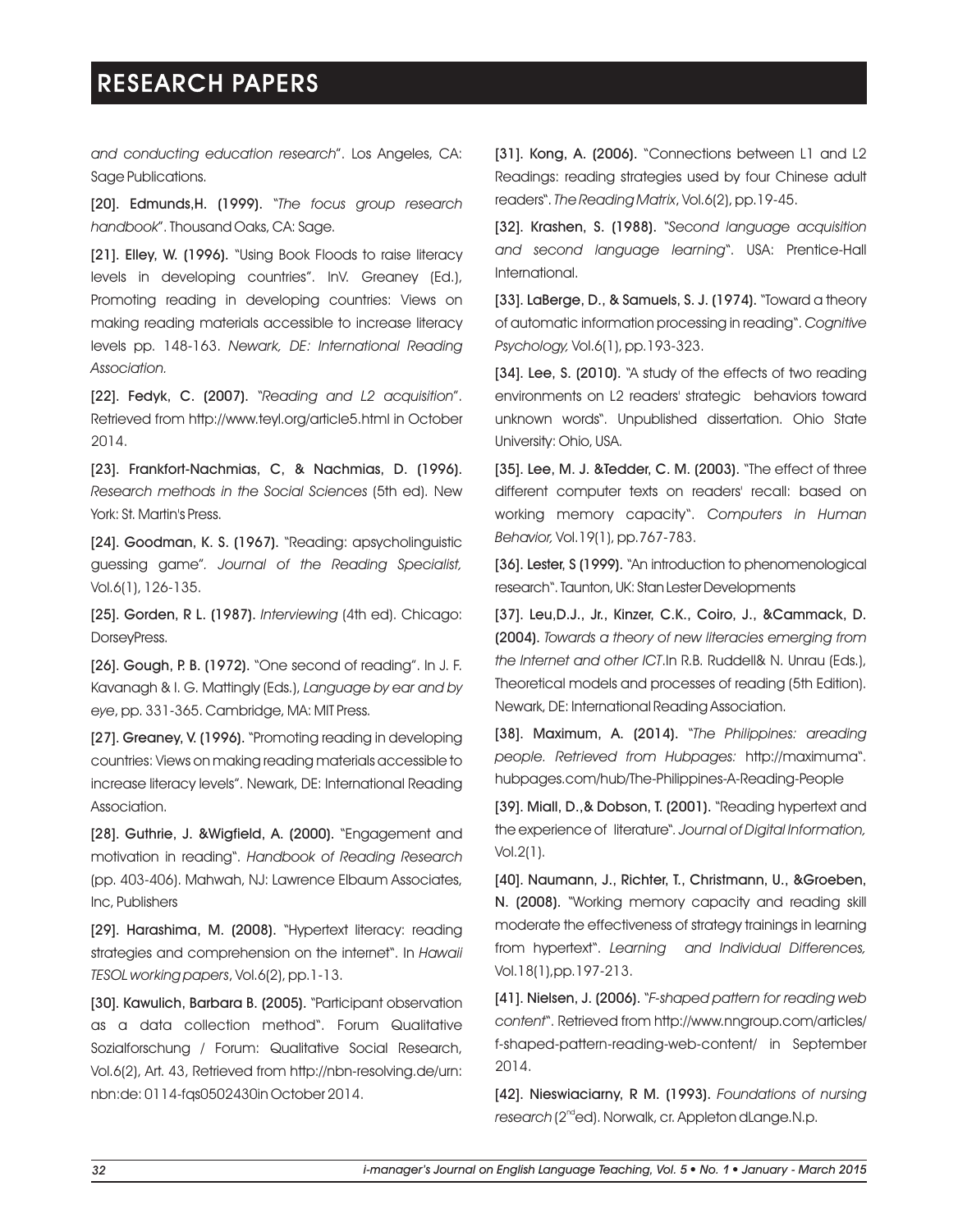*and conducting education research*". Los Angeles, CA: Sage Publications.

**[20]. Edmunds,H. (1999).** "*The focus group research handbook*". Thousand Oaks, CA: Sage.

**[21]. Elley, W. (1996).** "Using Book Floods to raise literacy levels in developing countries". InV. Greaney (Ed.), Promoting reading in developing countries: Views on making reading materials accessible to increase literacy levels pp. 148-163. *Newark, DE: International Reading Association.*

**[22]. Fedyk, C. (2007).** "*Reading and L2 acquisition*". Retrieved from http://www.teyl.org/article5.html in October 2014.

**[23]. Frankfort-Nachmias, C, & Nachmias, D. (1996).** *Research methods in the Social Sciences* (5th ed). New York: St. Martin's Press.

**[24]. Goodman, K. S. (1967).** "Reading: apsycholinguistic guessing game". *Journal of the Reading Specialist,* Vol.6(1), 126-135.

**[25]. Gorden, R L. (1987).** *Interviewing* (4th ed). Chicago: DorseyPress.

**[26]. Gough, P. B. (1972).** "One second of reading". In J. F. Kavanagh & I. G. Mattingly (Eds.), *Language by ear and by eye*, pp. 331-365. Cambridge, MA: MIT Press.

**[27]. Greaney, V. (1996).** "Promoting reading in developing countries: Views on making reading materials accessible to increase literacy levels". Newark, DE: International Reading Association.

**[28]. Guthrie, J. &Wigfield, A. (2000).** "Engagement and motivation in reading". *Handbook of Reading Research* (pp. 403-406). Mahwah, NJ: Lawrence Elbaum Associates, Inc, Publishers

**[29]. Harashima, M. (2008).** "Hypertext literacy: reading strategies and comprehension on the internet". In *Hawaii TESOL working papers*, Vol.6(2), pp.1-13.

**[30]. Kawulich, Barbara B. (2005).** "Participant observation as a data collection method". Forum Qualitative Sozialforschung / Forum: Qualitative Social Research, Vol.6(2), Art. 43, Retrieved from http://nbn-resolving.de/urn:nbn:de: 0114-fqs0502430in October 2014.

**[31]. Kong, A. (2006).** "Connections between L1 and L2 Readings: reading strategies used by four Chinese adult readers". *The Reading Matrix*, Vol.6(2), pp.19-45.

**[32]. Krashen, S. (1988).** "*Second language acquisition and second language learning*". USA: Prentice-Hall International.

**[33]. LaBerge, D., & Samuels, S. J. (1974).** "Toward a theory of automatic information processing in reading". *Cognitive Psychology,* Vol.6(1), pp.193-323.

**[34]. Lee, S. (2010).** "A study of the effects of two reading environments on L2 readers' strategic behaviors toward unknown words". Unpublished dissertation. Ohio State University: Ohio, USA.

**[35]. Lee, M. J. &Tedder, C. M. (2003).** "The effect of three different computer texts on readers' recall: based on working memory capacity". *Computers in Human Behavior,* Vol.19(1), pp.767-783.

**[36]. Lester, S (1999).** "An introduction to phenomenological research". Taunton, UK: Stan Lester Developments

**[37]. Leu,D.J., Jr., Kinzer, C.K., Coiro, J., &Cammack, D. (2004).** *Towards a theory of new literacies emerging from the Internet and other ICT*.In R.B. Ruddell& N. Unrau (Eds.), Theoretical models and processes of reading (5th Edition). Newark, DE: International Reading Association.

**[38]. Maximum, A. (2014).** "*The Philippines: areading people. Retrieved from Hubpages:* http://maximuma". hubpages.com/hub/The-Philippines-A-Reading-People

**[39]. Miall, D.,& Dobson, T. (2001).** "Reading hypertext and the experience of literature". *Journal of Digital Information,* Vol.2(1).

**[40]. Naumann, J., Richter, T., Christmann, U., &Groeben, N. (2008).** "Working memory capacity and reading skill moderate the effectiveness of strategy trainings in learning from hypertext". *Learning and Individual Differences,* Vol.18(1),pp.197-213.

**[41]. Nielsen, J. (2006).** "*F-shaped pattern for reading web content*". Retrieved from http://www.nngroup.com/articles/f-shaped-pattern-reading-web-content/ in September 2014.

**[42]. Nieswiaciarny, R M. (1993).** *Foundations of nursing research* (2nd ed). Norwalk, cr. Appleton dLange.N.p.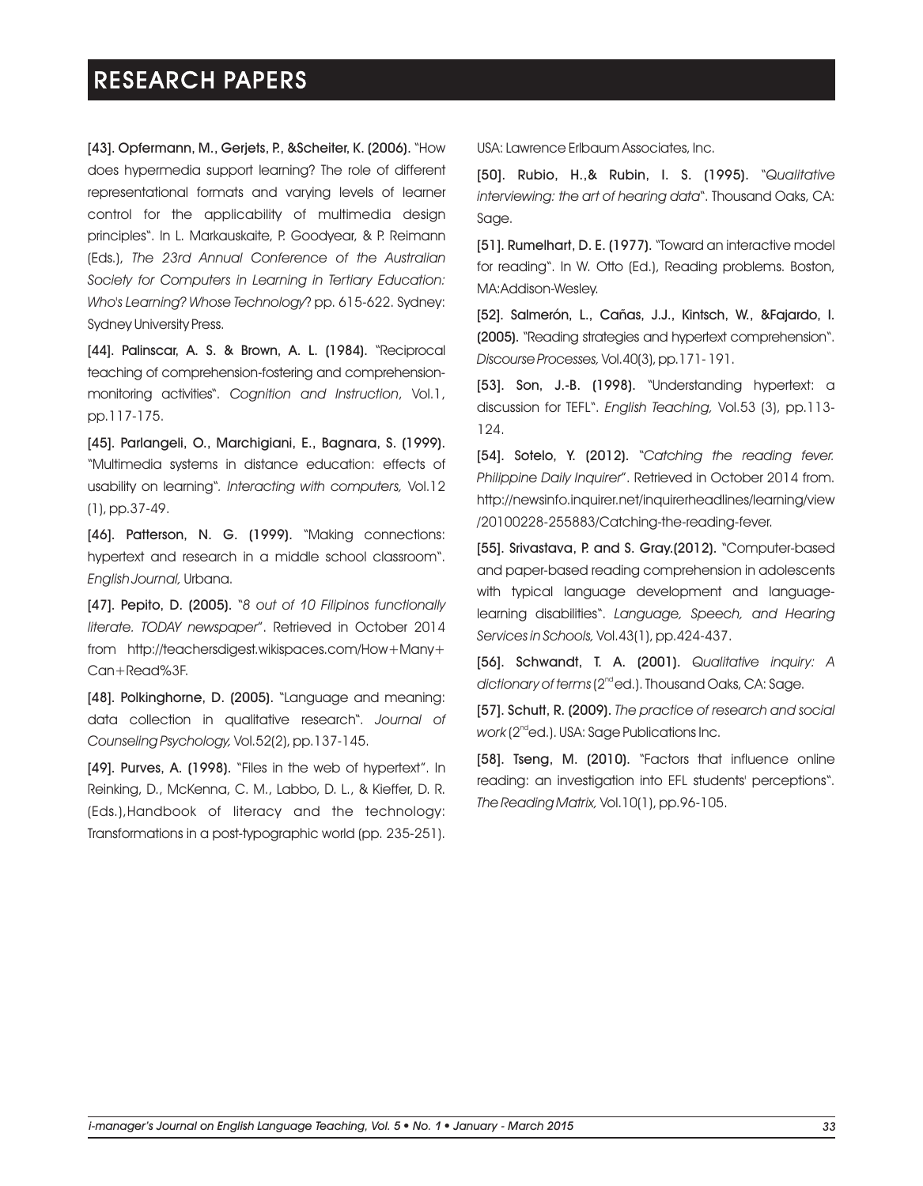**[43]. Opfermann, M., Gerjets, P., &Scheiter, K. (2006).** "How does hypermedia support learning? The role of different representational formats and varying levels of learner control for the applicability of multimedia design principles". In L. Markauskaite, P. Goodyear, & P. Reimann (Eds.), *The 23rd Annual Conference of the Australian Society for Computers in Learning in Tertiary Education: Who's Learning? Whose Technology*? pp. 615-622. Sydney: Sydney University Press.

**[44]. Palinscar, A. S. & Brown, A. L. (1984).** "Reciprocal teaching of comprehension-fostering and comprehension-monitoring activities". *Cognition and Instruction*, Vol.1, pp.117-175.

**[45]. Parlangeli, O., Marchigiani, E., Bagnara, S. (1999).** "Multimedia systems in distance education: effects of usability on learning". *Interacting with computers,* Vol.12 (1), pp.37-49.

**[46]. Patterson, N. G. (1999).** "Making connections: hypertext and research in a middle school classroom". *English Journal,* Urbana.

**[47]. Pepito, D. (2005).** "*8 out of 10 Filipinos functionally literate. TODAY newspaper*". Retrieved in October 2014 from http://teachersdigest.wikispaces.com/How+Many+Can+Read%3F.

**[48]. Polkinghorne, D. (2005).** "Language and meaning: data collection in qualitative research". *Journal of Counseling Psychology,* Vol.52(2), pp.137-145.

**[49]. Purves, A. (1998).** "Files in the web of hypertext". In Reinking, D., McKenna, C. M., Labbo, D. L., & Kieffer, D. R. (Eds.),Handbook of literacy and the technology: Transformations in a post-typographic world (pp. 235-251). USA: Lawrence Erlbaum Associates, Inc.

**[50]. Rubio, H.,& Rubin, I. S. (1995).** "*Qualitative interviewing: the art of hearing data*". Thousand Oaks, CA: Sage.

**[51]. Rumelhart, D. E. (1977).** "Toward an interactive model for reading". In W. Otto (Ed.), Reading problems. Boston, MA:Addison-Wesley.

**[52]. Salmerón, L., Cañas, J.J., Kintsch, W., &Fajardo, I. (2005).** "Reading strategies and hypertext comprehension". *Discourse Processes,* Vol.40(3), pp.171-191.

**[53]. Son, J.-B. (1998).** "Understanding hypertext: a discussion for TEFL". *English Teaching,* Vol.53 (3), pp.113-124.

**[54]. Sotelo, Y. (2012).** "*Catching the reading fever. Philippine Daily Inquirer*". Retrieved in October 2014 from. http://newsinfo.inquirer.net/inquirerheadlines/learning/view/20100228-255883/Catching-the-reading-fever.

**[55]. Srivastava, P. and S. Gray.(2012).** "Computer-based and paper-based reading comprehension in adolescents with typical language development and language-learning disabilities". *Language, Speech, and Hearing Services in Schools,* Vol.43(1), pp.424-437.

**[56]. Schwandt, T. A. (2001).** *Qualitative inquiry: A dictionary of terms* (2nd ed.). Thousand Oaks, CA: Sage.

**[57]. Schutt, R. (2009).** *The practice of research and social work* (2nd ed.). USA: Sage Publications Inc.

**[58]. Tseng, M. (2010).** "Factors that influence online reading: an investigation into EFL students' perceptions". *The Reading Matrix,* Vol.10(1), pp.96-105.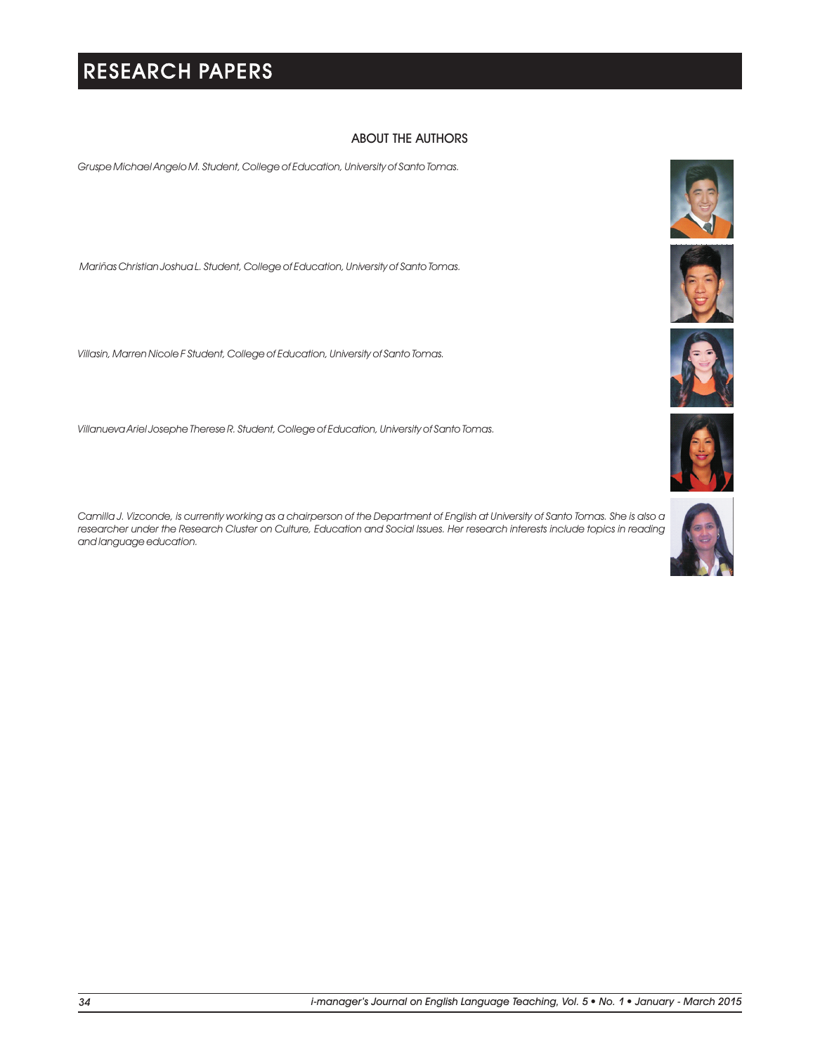## ABOUT THE AUTHORS

*Gruspe Michael Angelo M. Student, College of Education, University of Santo Tomas.*

*Mariñas Christian Joshua L. Student, College of Education, University of Santo Tomas.*

*Villasin, Marren Nicole F Student, College of Education, University of Santo Tomas.*

*Villanueva Ariel Josephe Therese R. Student, College of Education, University of Santo Tomas.*

*Camilla J. Vizconde, is currently working as a chairperson of the Department of English at University of Santo Tomas. She is also a researcher under the Research Cluster on Culture, Education and Social Issues. Her research interests include topics in reading and language education.*